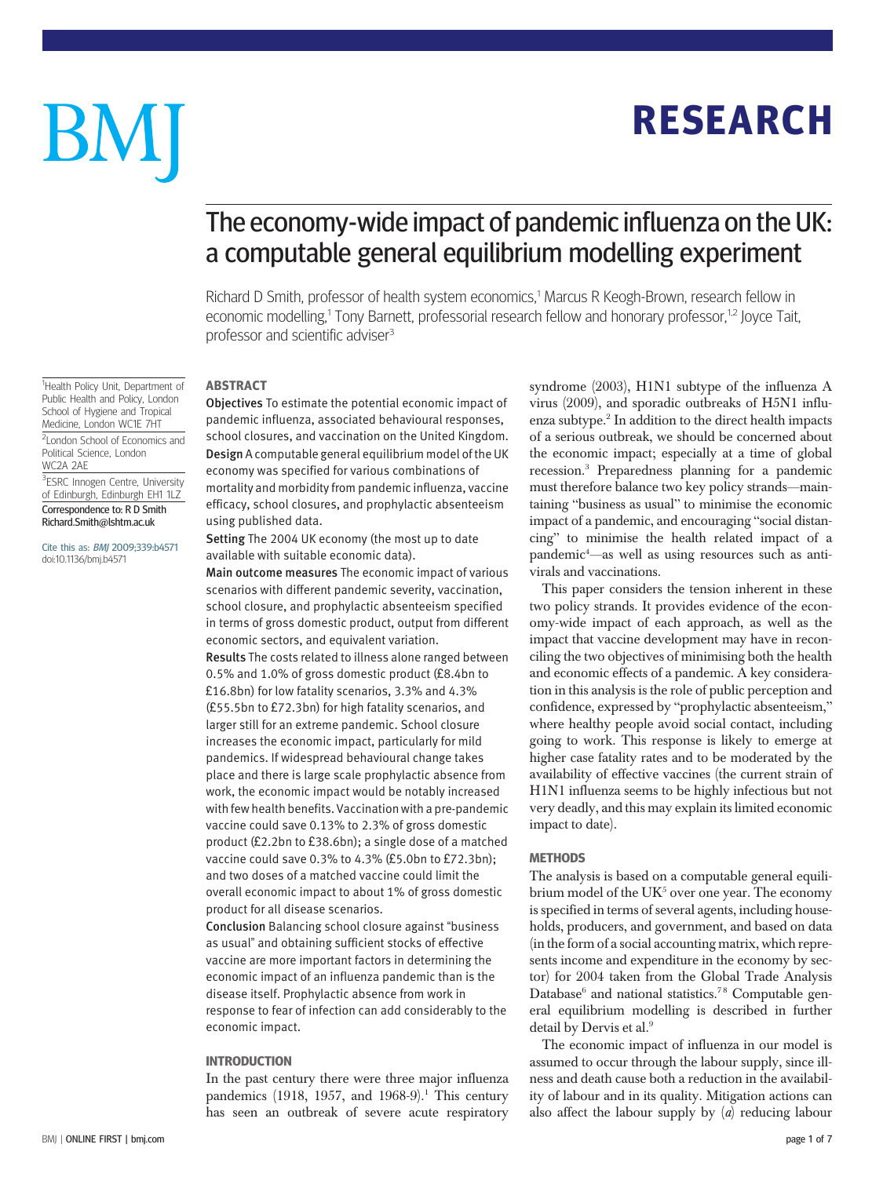BMJ

RESEARCH

# The economy-wide impact of pandemic influenza on the UK: a computable general equilibrium modelling experiment

Richard D Smith, professor of health system economics,[1] Marcus R Keogh-Brown, research fellow in economic modelling,[1] Tony Barnett, professorial research fellow and honorary professor,[1,2] Joyce Tait, professor and scientific adviser[3]

[1]Health Policy Unit, Department of Public Health and Policy, London School of Hygiene and Tropical Medicine, London WC1E 7HT

[2]London School of Economics and Political Science, London WC2A 2AE

[3]ESRC Innogen Centre, University of Edinburgh, Edinburgh EH1 1LZ

Correspondence to: R D Smith Richard.Smith@lshtm.ac.uk

Cite this as: *BMJ* 2009;339:b4571 doi:10.1136/bmj.b4571

## ABSTRACT

**Objectives** To estimate the potential economic impact of pandemic influenza, associated behavioural responses, school closures, and vaccination on the United Kingdom.

**Design** A computable general equilibrium model of the UK economy was specified for various combinations of mortality and morbidity from pandemic influenza, vaccine efficacy, school closures, and prophylactic absenteeism using published data.

**Setting** The 2004 UK economy (the most up to date available with suitable economic data).

**Main outcome measures** The economic impact of various scenarios with different pandemic severity, vaccination, school closure, and prophylactic absenteeism specified in terms of gross domestic product, output from different economic sectors, and equivalent variation.

**Results** The costs related to illness alone ranged between 0.5% and 1.0% of gross domestic product (£8.4bn to £16.8bn) for low fatality scenarios, 3.3% and 4.3% (£55.5bn to £72.3bn) for high fatality scenarios, and larger still for an extreme pandemic. School closure increases the economic impact, particularly for mild pandemics. If widespread behavioural change takes place and there is large scale prophylactic absence from work, the economic impact would be notably increased with few health benefits. Vaccination with a pre-pandemic vaccine could save 0.13% to 2.3% of gross domestic product (£2.2bn to £38.6bn); a single dose of a matched vaccine could save 0.3% to 4.3% (£5.0bn to £72.3bn); and two doses of a matched vaccine could limit the overall economic impact to about 1% of gross domestic product for all disease scenarios.

**Conclusion** Balancing school closure against "business as usual" and obtaining sufficient stocks of effective vaccine are more important factors in determining the economic impact of an influenza pandemic than is the disease itself. Prophylactic absence from work in response to fear of infection can add considerably to the economic impact.

## INTRODUCTION

In the past century there were three major influenza pandemics (1918, 1957, and 1968-9).[1] This century has seen an outbreak of severe acute respiratory syndrome (2003), H1N1 subtype of the influenza A virus (2009), and sporadic outbreaks of H5N1 influenza subtype.[2] In addition to the direct health impacts of a serious outbreak, we should be concerned about the economic impact; especially at a time of global recession.[3] Preparedness planning for a pandemic must therefore balance two key policy strands—maintaining "business as usual" to minimise the economic impact of a pandemic, and encouraging "social distancing" to minimise the health related impact of a pandemic[4]—as well as using resources such as antivirals and vaccinations.

This paper considers the tension inherent in these two policy strands. It provides evidence of the economy-wide impact of each approach, as well as the impact that vaccine development may have in reconciling the two objectives of minimising both the health and economic effects of a pandemic. A key consideration in this analysis is the role of public perception and confidence, expressed by "prophylactic absenteeism," where healthy people avoid social contact, including going to work. This response is likely to emerge at higher case fatality rates and to be moderated by the availability of effective vaccines (the current strain of H1N1 influenza seems to be highly infectious but not very deadly, and this may explain its limited economic impact to date).

## METHODS

The analysis is based on a computable general equilibrium model of the UK[5] over one year. The economy is specified in terms of several agents, including households, producers, and government, and based on data (in the form of a social accounting matrix, which represents income and expenditure in the economy by sector) for 2004 taken from the Global Trade Analysis Database[6] and national statistics.[7,8] Computable general equilibrium modelling is described in further detail by Dervis et al.[9]

The economic impact of influenza in our model is assumed to occur through the labour supply, since illness and death cause both a reduction in the availability of labour and in its quality. Mitigation actions can also affect the labour supply by (*a*) reducing labour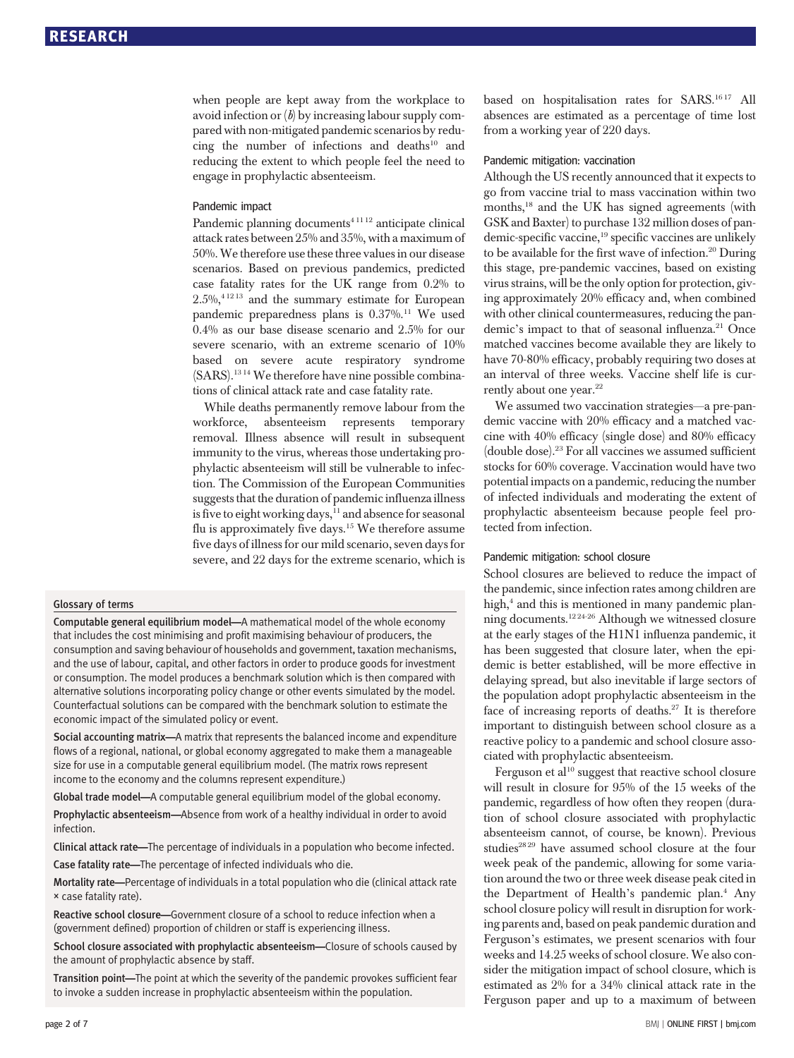when people are kept away from the workplace to avoid infection or (*b*) by increasing labour supply compared with non-mitigated pandemic scenarios by reducing the number of infections and deaths[10] and reducing the extent to which people feel the need to engage in prophylactic absenteeism.

### Pandemic impact

Pandemic planning documents[4 11 12] anticipate clinical attack rates between 25% and 35%, with a maximum of 50%. We therefore use these three values in our disease scenarios. Based on previous pandemics, predicted case fatality rates for the UK range from 0.2% to 2.5%,[4 12 13] and the summary estimate for European pandemic preparedness plans is 0.37%.[11] We used 0.4% as our base disease scenario and 2.5% for our severe scenario, with an extreme scenario of 10% based on severe acute respiratory syndrome (SARS).[13 14] We therefore have nine possible combinations of clinical attack rate and case fatality rate.

While deaths permanently remove labour from the workforce, absenteeism represents temporary removal. Illness absence will result in subsequent immunity to the virus, whereas those undertaking prophylactic absenteeism will still be vulnerable to infection. The Commission of the European Communities suggests that the duration of pandemic influenza illness is five to eight working days,[11] and absence for seasonal flu is approximately five days.[15] We therefore assume five days of illness for our mild scenario, seven days for severe, and 22 days for the extreme scenario, which is based on hospitalisation rates for SARS.[16 17] All absences are estimated as a percentage of time lost from a working year of 220 days.

### Pandemic mitigation: vaccination

Although the US recently announced that it expects to go from vaccine trial to mass vaccination within two months,[18] and the UK has signed agreements (with GSK and Baxter) to purchase 132 million doses of pandemic-specific vaccine,[19] specific vaccines are unlikely to be available for the first wave of infection.[20] During this stage, pre-pandemic vaccines, based on existing virus strains, will be the only option for protection, giving approximately 20% efficacy and, when combined with other clinical countermeasures, reducing the pandemic's impact to that of seasonal influenza.[21] Once matched vaccines become available they are likely to have 70-80% efficacy, probably requiring two doses at an interval of three weeks. Vaccine shelf life is currently about one year.[22]

We assumed two vaccination strategies—a pre-pandemic vaccine with 20% efficacy and a matched vaccine with 40% efficacy (single dose) and 80% efficacy (double dose).[23] For all vaccines we assumed sufficient stocks for 60% coverage. Vaccination would have two potential impacts on a pandemic, reducing the number of infected individuals and moderating the extent of prophylactic absenteeism because people feel protected from infection.

### Pandemic mitigation: school closure

School closures are believed to reduce the impact of the pandemic, since infection rates among children are high,[4] and this is mentioned in many pandemic planning documents.[12 24-26] Although we witnessed closure at the early stages of the H1N1 influenza pandemic, it has been suggested that closure later, when the epidemic is better established, will be more effective in delaying spread, but also inevitable if large sectors of the population adopt prophylactic absenteeism in the face of increasing reports of deaths.[27] It is therefore important to distinguish between school closure as a reactive policy to a pandemic and school closure associated with prophylactic absenteeism.

Ferguson et al[10] suggest that reactive school closure will result in closure for 95% of the 15 weeks of the pandemic, regardless of how often they reopen (duration of school closure associated with prophylactic absenteeism cannot, of course, be known). Previous studies[28 29] have assumed school closure at the four week peak of the pandemic, allowing for some variation around the two or three week disease peak cited in the Department of Health's pandemic plan.[4] Any school closure policy will result in disruption for working parents and, based on peak pandemic duration and Ferguson's estimates, we present scenarios with four weeks and 14.25 weeks of school closure. We also consider the mitigation impact of school closure, which is estimated as 2% for a 34% clinical attack rate in the Ferguson paper and up to a maximum of between

---

**Glossary of terms**

**Computable general equilibrium model**—A mathematical model of the whole economy that includes the cost minimising and profit maximising behaviour of producers, the consumption and saving behaviour of households and government, taxation mechanisms, and the use of labour, capital, and other factors in order to produce goods for investment or consumption. The model produces a benchmark solution which is then compared with alternative solutions incorporating policy change or other events simulated by the model. Counterfactual solutions can be compared with the benchmark solution to estimate the economic impact of the simulated policy or event.

**Social accounting matrix**—A matrix that represents the balanced income and expenditure flows of a regional, national, or global economy aggregated to make them a manageable size for use in a computable general equilibrium model. (The matrix rows represent income to the economy and the columns represent expenditure.)

**Global trade model**—A computable general equilibrium model of the global economy.

**Prophylactic absenteeism**—Absence from work of a healthy individual in order to avoid infection.

**Clinical attack rate**—The percentage of individuals in a population who become infected.

**Case fatality rate**—The percentage of infected individuals who die.

**Mortality rate**—Percentage of individuals in a total population who die (clinical attack rate × case fatality rate).

**Reactive school closure**—Government closure of a school to reduce infection when a (government defined) proportion of children or staff is experiencing illness.

**School closure associated with prophylactic absenteeism**—Closure of schools caused by the amount of prophylactic absence by staff.

**Transition point**—The point at which the severity of the pandemic provokes sufficient fear to invoke a sudden increase in prophylactic absenteeism within the population.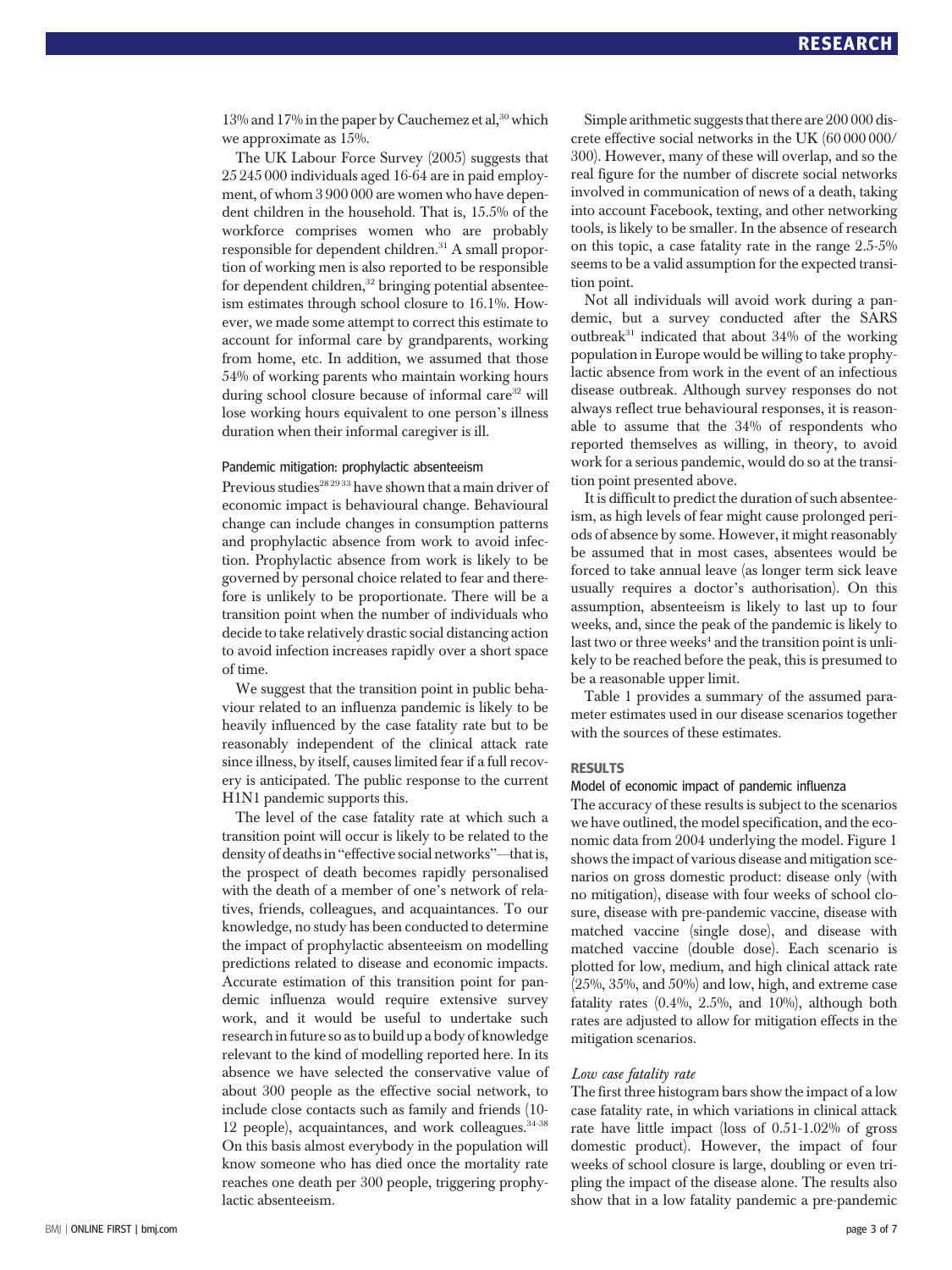13% and 17% in the paper by Cauchemez et al,[30] which we approximate as 15%.

The UK Labour Force Survey (2005) suggests that 25 245 000 individuals aged 16-64 are in paid employment, of whom 3 900 000 are women who have dependent children in the household. That is, 15.5% of the workforce comprises women who are probably responsible for dependent children.[31] A small proportion of working men is also reported to be responsible for dependent children,[32] bringing potential absenteeism estimates through school closure to 16.1%. However, we made some attempt to correct this estimate to account for informal care by grandparents, working from home, etc. In addition, we assumed that those 54% of working parents who maintain working hours during school closure because of informal care[32] will lose working hours equivalent to one person's illness duration when their informal caregiver is ill.

### Pandemic mitigation: prophylactic absenteeism

Previous studies[28 29 33] have shown that a main driver of economic impact is behavioural change. Behavioural change can include changes in consumption patterns and prophylactic absence from work to avoid infection. Prophylactic absence from work is likely to be governed by personal choice related to fear and therefore is unlikely to be proportionate. There will be a transition point when the number of individuals who decide to take relatively drastic social distancing action to avoid infection increases rapidly over a short space of time.

We suggest that the transition point in public behaviour related to an influenza pandemic is likely to be heavily influenced by the case fatality rate but to be reasonably independent of the clinical attack rate since illness, by itself, causes limited fear if a full recovery is anticipated. The public response to the current H1N1 pandemic supports this.

The level of the case fatality rate at which such a transition point will occur is likely to be related to the density of deaths in "effective social networks"—that is, the prospect of death becomes rapidly personalised with the death of a member of one's network of relatives, friends, colleagues, and acquaintances. To our knowledge, no study has been conducted to determine the impact of prophylactic absenteeism on modelling predictions related to disease and economic impacts. Accurate estimation of this transition point for pandemic influenza would require extensive survey work, and it would be useful to undertake such research in future so as to build up a body of knowledge relevant to the kind of modelling reported here. In its absence we have selected the conservative value of about 300 people as the effective social network, to include close contacts such as family and friends (10-12 people), acquaintances, and work colleagues.[34-38] On this basis almost everybody in the population will know someone who has died once the mortality rate reaches one death per 300 people, triggering prophylactic absenteeism.

Simple arithmetic suggests that there are 200 000 discrete effective social networks in the UK (60 000 000/300). However, many of these will overlap, and so the real figure for the number of discrete social networks involved in communication of news of a death, taking into account Facebook, texting, and other networking tools, is likely to be smaller. In the absence of research on this topic, a case fatality rate in the range 2.5-5% seems to be a valid assumption for the expected transition point.

Not all individuals will avoid work during a pandemic, but a survey conducted after the SARS outbreak[31] indicated that about 34% of the working population in Europe would be willing to take prophylactic absence from work in the event of an infectious disease outbreak. Although survey responses do not always reflect true behavioural responses, it is reasonable to assume that the 34% of respondents who reported themselves as willing, in theory, to avoid work for a serious pandemic, would do so at the transition point presented above.

It is difficult to predict the duration of such absenteeism, as high levels of fear might cause prolonged periods of absence by some. However, it might reasonably be assumed that in most cases, absentees would be forced to take annual leave (as longer term sick leave usually requires a doctor's authorisation). On this assumption, absenteeism is likely to last up to four weeks, and, since the peak of the pandemic is likely to last two or three weeks[4] and the transition point is unlikely to be reached before the peak, this is presumed to be a reasonable upper limit.

Table 1 provides a summary of the assumed parameter estimates used in our disease scenarios together with the sources of these estimates.

## RESULTS

### Model of economic impact of pandemic influenza

The accuracy of these results is subject to the scenarios we have outlined, the model specification, and the economic data from 2004 underlying the model. Figure 1 shows the impact of various disease and mitigation scenarios on gross domestic product: disease only (with no mitigation), disease with four weeks of school closure, disease with pre-pandemic vaccine, disease with matched vaccine (single dose), and disease with matched vaccine (double dose). Each scenario is plotted for low, medium, and high clinical attack rate (25%, 35%, and 50%) and low, high, and extreme case fatality rates (0.4%, 2.5%, and 10%), although both rates are adjusted to allow for mitigation effects in the mitigation scenarios.

#### *Low case fatality rate*

The first three histogram bars show the impact of a low case fatality rate, in which variations in clinical attack rate have little impact (loss of 0.51-1.02% of gross domestic product). However, the impact of four weeks of school closure is large, doubling or even tripling the impact of the disease alone. The results also show that in a low fatality pandemic a pre-pandemic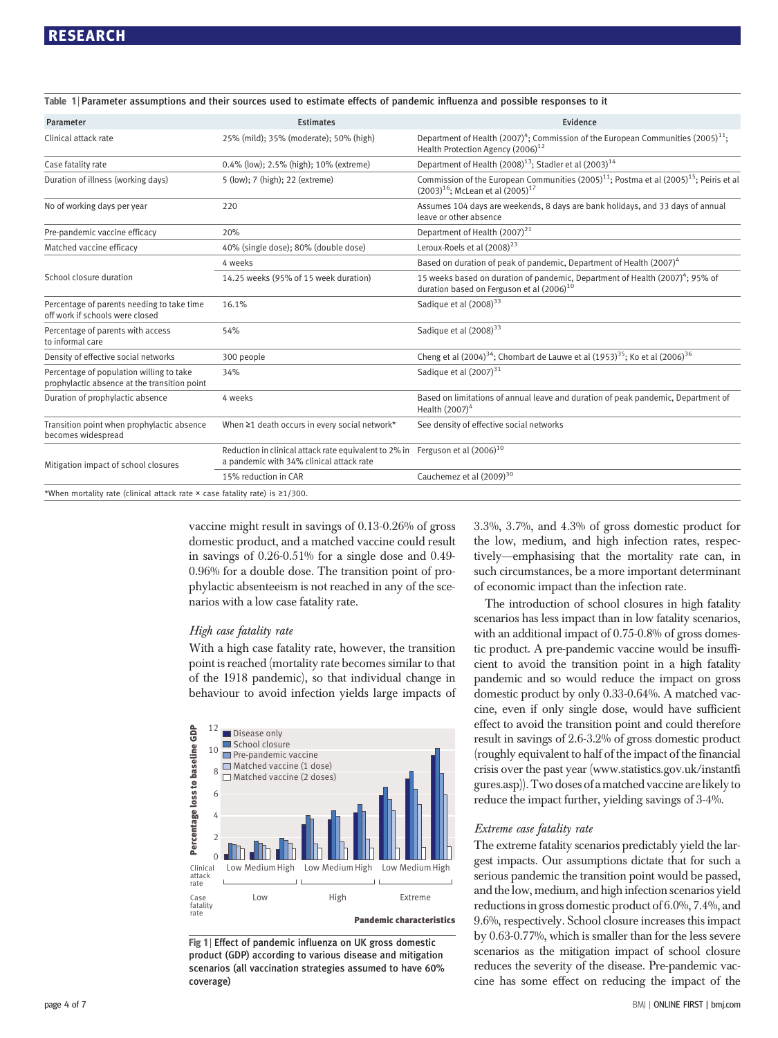**Table 1 | Parameter assumptions and their sources used to estimate effects of pandemic influenza and possible responses to it**

| Parameter | Estimates | Evidence |
|---|---|---|
| Clinical attack rate | 25% (mild); 35% (moderate); 50% (high) | Department of Health (2007)[4]; Commission of the European Communities (2005)[11]; Health Protection Agency (2006)[12] |
| Case fatality rate | 0.4% (low); 2.5% (high); 10% (extreme) | Department of Health (2008)[13]; Stadler et al (2003)[14] |
| Duration of illness (working days) | 5 (low); 7 (high); 22 (extreme) | Commission of the European Communities (2005)[11]; Postma et al (2005)[15]; Peiris et al (2003)[16]; McLean et al (2005)[17] |
| No of working days per year | 220 | Assumes 104 days are weekends, 8 days are bank holidays, and 33 days of annual leave or other absence |
| Pre-pandemic vaccine efficacy | 20% | Department of Health (2007)[21] |
| Matched vaccine efficacy | 40% (single dose); 80% (double dose) | Leroux-Roels et al (2008)[23] |
| School closure duration | 4 weeks | Based on duration of peak of pandemic, Department of Health (2007)[4] |
| | 14.25 weeks (95% of 15 week duration) | 15 weeks based on duration of pandemic, Department of Health (2007)[4]; 95% of duration based on Ferguson et al (2006)[10] |
| Percentage of parents needing to take time off work if schools were closed | 16.1% | Sadique et al (2008)[33] |
| Percentage of parents with access to informal care | 54% | Sadique et al (2008)[33] |
| Density of effective social networks | 300 people | Cheng et al (2004)[34]; Chombart de Lauwe et al (1953)[35]; Ko et al (2006)[36] |
| Percentage of population willing to take prophylactic absence at the transition point | 34% | Sadique et al (2007)[31] |
| Duration of prophylactic absence | 4 weeks | Based on limitations of annual leave and duration of peak pandemic, Department of Health (2007)[4] |
| Transition point when prophylactic absence becomes widespread | When ≥1 death occurs in every social network* | See density of effective social networks |
| Mitigation impact of school closures | Reduction in clinical attack rate equivalent to 2% in a pandemic with 34% clinical attack rate | Ferguson et al (2006)[10] |
| | 15% reduction in CAR | Cauchemez et al (2009)[30] |

*When mortality rate (clinical attack rate × case fatality rate) is ≥1/300.

vaccine might result in savings of 0.13-0.26% of gross domestic product, and a matched vaccine could result in savings of 0.26-0.51% for a single dose and 0.49-0.96% for a double dose. The transition point of prophylactic absenteeism is not reached in any of the scenarios with a low case fatality rate.

### *High case fatality rate*

With a high case fatality rate, however, the transition point is reached (mortality rate becomes similar to that of the 1918 pandemic), so that individual change in behaviour to avoid infection yields large impacts of 3.3%, 3.7%, and 4.3% of gross domestic product for the low, medium, and high infection rates, respectively—emphasising that the mortality rate can, in such circumstances, be a more important determinant of economic impact than the infection rate.

The introduction of school closures in high fatality scenarios has less impact than in low fatality scenarios, with an additional impact of 0.75-0.8% of gross domestic product. A pre-pandemic vaccine would be insufficient to avoid the transition point in a high fatality pandemic and so would reduce the impact on gross domestic product by only 0.33-0.64%. A matched vaccine, even if only single dose, would have sufficient effect to avoid the transition point and could therefore result in savings of 2.6-3.2% of gross domestic product (roughly equivalent to half of the impact of the financial crisis over the past year (www.statistics.gov.uk/instantfigures.asp)). Two doses of a matched vaccine are likely to reduce the impact further, yielding savings of 3-4%.

**Fig 1 | Effect of pandemic influenza on UK gross domestic product (GDP) according to various disease and mitigation scenarios (all vaccination strategies assumed to have 60% coverage)**

### *Extreme case fatality rate*

The extreme fatality scenarios predictably yield the largest impacts. Our assumptions dictate that for such a serious pandemic the transition point would be passed, and the low, medium, and high infection scenarios yield reductions in gross domestic product of 6.0%, 7.4%, and 9.6%, respectively. School closure increases this impact by 0.63-0.77%, which is smaller than for the less severe scenarios as the mitigation impact of school closure reduces the severity of the disease. Pre-pandemic vaccine has some effect on reducing the impact of the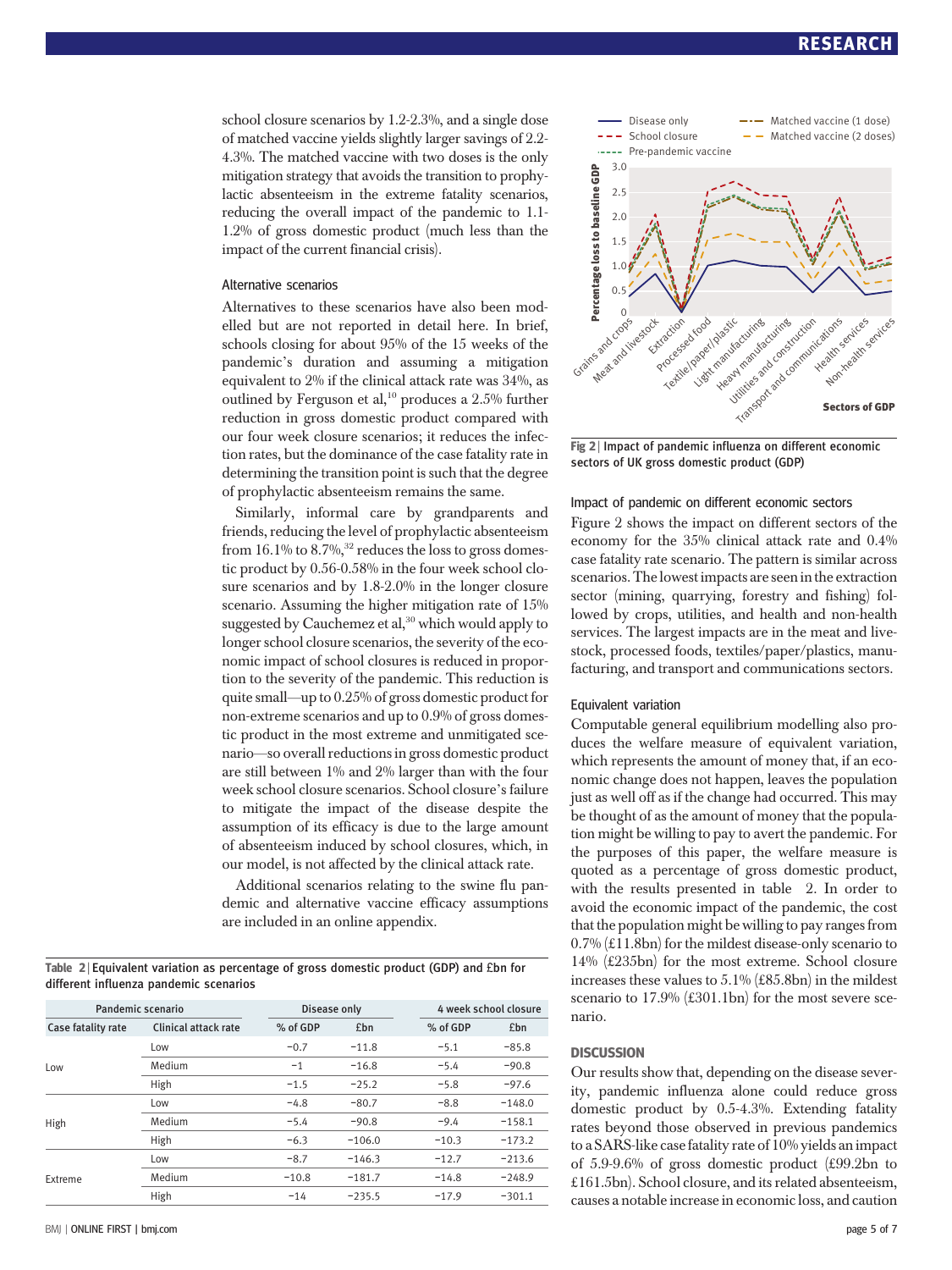school closure scenarios by 1.2-2.3%, and a single dose of matched vaccine yields slightly larger savings of 2.2-4.3%. The matched vaccine with two doses is the only mitigation strategy that avoids the transition to prophylactic absenteeism in the extreme fatality scenarios, reducing the overall impact of the pandemic to 1.1-1.2% of gross domestic product (much less than the impact of the current financial crisis).

### Alternative scenarios

Alternatives to these scenarios have also been modelled but are not reported in detail here. In brief, schools closing for about 95% of the 15 weeks of the pandemic's duration and assuming a mitigation equivalent to 2% if the clinical attack rate was 34%, as outlined by Ferguson et al,[10] produces a 2.5% further reduction in gross domestic product compared with our four week closure scenarios; it reduces the infection rates, but the dominance of the case fatality rate in determining the transition point is such that the degree of prophylactic absenteeism remains the same.

Similarly, informal care by grandparents and friends, reducing the level of prophylactic absenteeism from 16.1% to 8.7%,[32] reduces the loss to gross domestic product by 0.56-0.58% in the four week school closure scenarios and by 1.8-2.0% in the longer closure scenario. Assuming the higher mitigation rate of 15% suggested by Cauchemez et al,[30] which would apply to longer school closure scenarios, the severity of the economic impact of school closures is reduced in proportion to the severity of the pandemic. This reduction is quite small—up to 0.25% of gross domestic product for non-extreme scenarios and up to 0.9% of gross domestic product in the most extreme and unmitigated scenario—so overall reductions in gross domestic product are still between 1% and 2% larger than with the four week school closure scenarios. School closure's failure to mitigate the impact of the disease despite the assumption of its efficacy is due to the large amount of absenteeism induced by school closures, which, in our model, is not affected by the clinical attack rate.

Additional scenarios relating to the swine flu pandemic and alternative vaccine efficacy assumptions are included in an online appendix.

**Table 2** | Equivalent variation as percentage of gross domestic product (GDP) and £bn for different influenza pandemic scenarios

| Pandemic scenario | | Disease only | | 4 week school closure | |
|---|---|---|---|---|---|
| Case fatality rate | Clinical attack rate | % of GDP | £bn | % of GDP | £bn |
| Low | Low | −0.7 | −11.8 | −5.1 | −85.8 |
| | Medium | −1 | −16.8 | −5.4 | −90.8 |
| | High | −1.5 | −25.2 | −5.8 | −97.6 |
| High | Low | −4.8 | −80.7 | −8.8 | −148.0 |
| | Medium | −5.4 | −90.8 | −9.4 | −158.1 |
| | High | −6.3 | −106.0 | −10.3 | −173.2 |
| Extreme | Low | −8.7 | −146.3 | −12.7 | −213.6 |
| | Medium | −10.8 | −181.7 | −14.8 | −248.9 |
| | High | −14 | −235.5 | −17.9 | −301.1 |

**Fig 2** | Impact of pandemic influenza on different economic sectors of UK gross domestic product (GDP)

### Impact of pandemic on different economic sectors

Figure 2 shows the impact on different sectors of the economy for the 35% clinical attack rate and 0.4% case fatality rate scenario. The pattern is similar across scenarios. The lowest impacts are seen in the extraction sector (mining, quarrying, forestry and fishing) followed by crops, utilities, and health and non-health services. The largest impacts are in the meat and livestock, processed foods, textiles/paper/plastics, manufacturing, and transport and communications sectors.

### Equivalent variation

Computable general equilibrium modelling also produces the welfare measure of equivalent variation, which represents the amount of money that, if an economic change does not happen, leaves the population just as well off as if the change had occurred. This may be thought of as the amount of money that the population might be willing to pay to avert the pandemic. For the purposes of this paper, the welfare measure is quoted as a percentage of gross domestic product, with the results presented in table 2. In order to avoid the economic impact of the pandemic, the cost that the population might be willing to pay ranges from 0.7% (£11.8bn) for the mildest disease-only scenario to 14% (£235bn) for the most extreme. School closure increases these values to 5.1% (£85.8bn) in the mildest scenario to 17.9% (£301.1bn) for the most severe scenario.

## DISCUSSION

Our results show that, depending on the disease severity, pandemic influenza alone could reduce gross domestic product by 0.5-4.3%. Extending fatality rates beyond those observed in previous pandemics to a SARS-like case fatality rate of 10% yields an impact of 5.9-9.6% of gross domestic product (£99.2bn to £161.5bn). School closure, and its related absenteeism, causes a notable increase in economic loss, and caution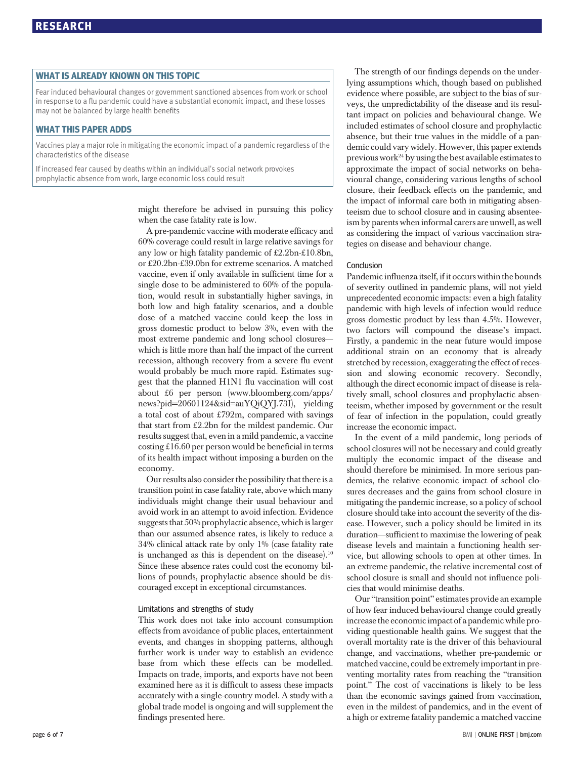## WHAT IS ALREADY KNOWN ON THIS TOPIC

Fear induced behavioural changes or government sanctioned absences from work or school in response to a flu pandemic could have a substantial economic impact, and these losses may not be balanced by large health benefits

## WHAT THIS PAPER ADDS

Vaccines play a major role in mitigating the economic impact of a pandemic regardless of the characteristics of the disease

If increased fear caused by deaths within an individual's social network provokes prophylactic absence from work, large economic loss could result

might therefore be advised in pursuing this policy when the case fatality rate is low.

A pre-pandemic vaccine with moderate efficacy and 60% coverage could result in large relative savings for any low or high fatality pandemic of £2.2bn-£10.8bn, or £20.2bn-£39.0bn for extreme scenarios. A matched vaccine, even if only available in sufficient time for a single dose to be administered to 60% of the population, would result in substantially higher savings, in both low and high fatality scenarios, and a double dose of a matched vaccine could keep the loss in gross domestic product to below 3%, even with the most extreme pandemic and long school closures—which is little more than half the impact of the current recession, although recovery from a severe flu event would probably be much more rapid. Estimates suggest that the planned H1N1 flu vaccination will cost about £6 per person (www.bloomberg.com/apps/news?pid=20601124&sid=auYQiQYJ.73I), yielding a total cost of about £792m, compared with savings that start from £2.2bn for the mildest pandemic. Our results suggest that, even in a mild pandemic, a vaccine costing £16.60 per person would be beneficial in terms of its health impact without imposing a burden on the economy.

Our results also consider the possibility that there is a transition point in case fatality rate, above which many individuals might change their usual behaviour and avoid work in an attempt to avoid infection. Evidence suggests that 50% prophylactic absence, which is larger than our assumed absence rates, is likely to reduce a 34% clinical attack rate by only 1% (case fatality rate is unchanged as this is dependent on the disease).[10] Since these absence rates could cost the economy billions of pounds, prophylactic absence should be discouraged except in exceptional circumstances.

### Limitations and strengths of study

This work does not take into account consumption effects from avoidance of public places, entertainment events, and changes in shopping patterns, although further work is under way to establish an evidence base from which these effects can be modelled. Impacts on trade, imports, and exports have not been examined here as it is difficult to assess these impacts accurately with a single-country model. A study with a global trade model is ongoing and will supplement the findings presented here.

The strength of our findings depends on the underlying assumptions which, though based on published evidence where possible, are subject to the bias of surveys, the unpredictability of the disease and its resultant impact on policies and behavioural change. We included estimates of school closure and prophylactic absence, but their true values in the middle of a pandemic could vary widely. However, this paper extends previous work[24] by using the best available estimates to approximate the impact of social networks on behavioural change, considering various lengths of school closure, their feedback effects on the pandemic, and the impact of informal care both in mitigating absenteeism due to school closure and in causing absenteeism by parents when informal carers are unwell, as well as considering the impact of various vaccination strategies on disease and behaviour change.

### Conclusion

Pandemic influenza itself, if it occurs within the bounds of severity outlined in pandemic plans, will not yield unprecedented economic impacts: even a high fatality pandemic with high levels of infection would reduce gross domestic product by less than 4.5%. However, two factors will compound the disease's impact. Firstly, a pandemic in the near future would impose additional strain on an economy that is already stretched by recession, exaggerating the effect of recession and slowing economic recovery. Secondly, although the direct economic impact of disease is relatively small, school closures and prophylactic absenteeism, whether imposed by government or the result of fear of infection in the population, could greatly increase the economic impact.

In the event of a mild pandemic, long periods of school closures will not be necessary and could greatly multiply the economic impact of the disease and should therefore be minimised. In more serious pandemics, the relative economic impact of school closures decreases and the gains from school closure in mitigating the pandemic increase, so a policy of school closure should take into account the severity of the disease. However, such a policy should be limited in its duration—sufficient to maximise the lowering of peak disease levels and maintain a functioning health service, but allowing schools to open at other times. In an extreme pandemic, the relative incremental cost of school closure is small and should not influence policies that would minimise deaths.

Our "transition point" estimates provide an example of how fear induced behavioural change could greatly increase the economic impact of a pandemic while providing questionable health gains. We suggest that the overall mortality rate is the driver of this behavioural change, and vaccinations, whether pre-pandemic or matched vaccine, could be extremely important in preventing mortality rates from reaching the "transition point." The cost of vaccinations is likely to be less than the economic savings gained from vaccination, even in the mildest of pandemics, and in the event of a high or extreme fatality pandemic a matched vaccine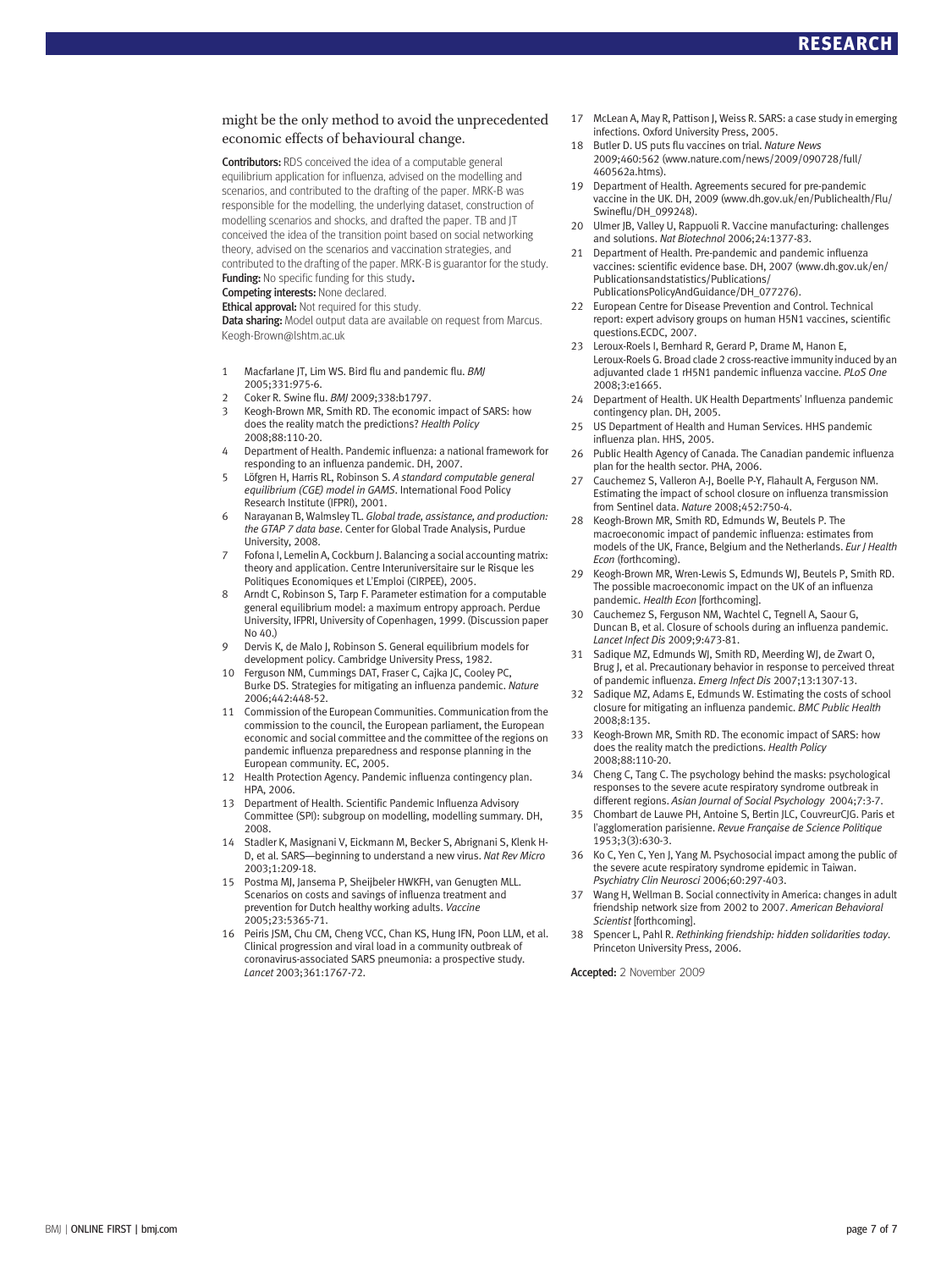might be the only method to avoid the unprecedented economic effects of behavioural change.

**Contributors:** RDS conceived the idea of a computable general equilibrium application for influenza, advised on the modelling and scenarios, and contributed to the drafting of the paper. MRK-B was responsible for the modelling, the underlying dataset, construction of modelling scenarios and shocks, and drafted the paper. TB and JT conceived the idea of the transition point based on social networking theory, advised on the scenarios and vaccination strategies, and contributed to the drafting of the paper. MRK-B is guarantor for the study.
**Funding:** No specific funding for this study.
**Competing interests:** None declared.
**Ethical approval:** Not required for this study.
**Data sharing:** Model output data are available on request from Marcus.Keogh-Brown@lshtm.ac.uk

1. Macfarlane JT, Lim WS. Bird flu and pandemic flu. *BMJ* 2005;331:975-6.
2. Coker R. Swine flu. *BMJ* 2009;338:b1797.
3. Keogh-Brown MR, Smith RD. The economic impact of SARS: how does the reality match the predictions? *Health Policy* 2008;88:110-20.
4. Department of Health. Pandemic influenza: a national framework for responding to an influenza pandemic. DH, 2007.
5. Löfgren H, Harris RL, Robinson S. *A standard computable general equilibrium (CGE) model in GAMS*. International Food Policy Research Institute (IFPRI), 2001.
6. Narayanan B, Walmsley TL. *Global trade, assistance, and production: the GTAP 7 data base*. Center for Global Trade Analysis, Purdue University, 2008.
7. Fofona I, Lemelin A, Cockburn J. Balancing a social accounting matrix: theory and application. Centre Interuniversitaire sur le Risque les Politiques Economiques et L'Emploi (CIRPEE), 2005.
8. Arndt C, Robinson S, Tarp F. Parameter estimation for a computable general equilibrium model: a maximum entropy approach. Perdue University, IFPRI, University of Copenhagen, 1999. (Discussion paper No 40.)
9. Dervis K, de Malo J, Robinson S. General equilibrium models for development policy. Cambridge University Press, 1982.
10. Ferguson NM, Cummings DAT, Fraser C, Cajka JC, Cooley PC, Burke DS. Strategies for mitigating an influenza pandemic. *Nature* 2006;442:448-52.
11. Commission of the European Communities. Communication from the commission to the council, the European parliament, the European economic and social committee and the committee of the regions on pandemic influenza preparedness and response planning in the European community. EC, 2005.
12. Health Protection Agency. Pandemic influenza contingency plan. HPA, 2006.
13. Department of Health. Scientific Pandemic Influenza Advisory Committee (SPI): subgroup on modelling, modelling summary. DH, 2008.
14. Stadler K, Masignani V, Eickmann M, Becker S, Abrignani S, Klenk H-D, et al. SARS—beginning to understand a new virus. *Nat Rev Micro* 2003;1:209-18.
15. Postma MJ, Jansema P, Sheijbeler HWKFH, van Genugten MLL. Scenarios on costs and savings of influenza treatment and prevention for Dutch healthy working adults. *Vaccine* 2005;23:5365-71.
16. Peiris JSM, Chu CM, Cheng VCC, Chan KS, Hung IFN, Poon LLM, et al. Clinical progression and viral load in a community outbreak of coronavirus-associated SARS pneumonia: a prospective study. *Lancet* 2003;361:1767-72.
17. McLean A, May R, Pattison J, Weiss R. SARS: a case study in emerging infections. Oxford University Press, 2005.
18. Butler D. US puts flu vaccines on trial. *Nature News* 2009;460:562 (www.nature.com/news/2009/090728/full/460562a.htms).
19. Department of Health. Agreements secured for pre-pandemic vaccine in the UK. DH, 2009 (www.dh.gov.uk/en/Publichealth/Flu/Swineflu/DH_099248).
20. Ulmer JB, Valley U, Rappuoli R. Vaccine manufacturing: challenges and solutions. *Nat Biotechnol* 2006;24:1377-83.
21. Department of Health. Pre-pandemic and pandemic influenza vaccines: scientific evidence base. DH, 2007 (www.dh.gov.uk/en/Publicationsandstatistics/Publications/PublicationsPolicyAndGuidance/DH_077276).
22. European Centre for Disease Prevention and Control. Technical report: expert advisory groups on human H5N1 vaccines, scientific questions.ECDC, 2007.
23. Leroux-Roels I, Bernhard R, Gerard P, Drame M, Hanon E, Leroux-Roels G. Broad clade 2 cross-reactive immunity induced by an adjuvanted clade 1 rH5N1 pandemic influenza vaccine. *PLoS One* 2008;3:e1665.
24. Department of Health. UK Health Departments' Influenza pandemic contingency plan. DH, 2005.
25. US Department of Health and Human Services. HHS pandemic influenza plan. HHS, 2005.
26. Public Health Agency of Canada. The Canadian pandemic influenza plan for the health sector. PHA, 2006.
27. Cauchemez S, Valleron A-J, Boelle P-Y, Flahault A, Ferguson NM. Estimating the impact of school closure on influenza transmission from Sentinel data. *Nature* 2008;452:750-4.
28. Keogh-Brown MR, Smith RD, Edmunds W, Beutels P. The macroeconomic impact of pandemic influenza: estimates from models of the UK, France, Belgium and the Netherlands. *Eur J Health Econ* (forthcoming).
29. Keogh-Brown MR, Wren-Lewis S, Edmunds WJ, Beutels P, Smith RD. The possible macroeconomic impact on the UK of an influenza pandemic. *Health Econ* [forthcoming].
30. Cauchemez S, Ferguson NM, Wachtel C, Tegnell A, Saour G, Duncan B, et al. Closure of schools during an influenza pandemic. *Lancet Infect Dis* 2009;9:473-81.
31. Sadique MZ, Edmunds WJ, Smith RD, Meerding WJ, de Zwart O, Brug J, et al. Precautionary behavior in response to perceived threat of pandemic influenza. *Emerg Infect Dis* 2007;13:1307-13.
32. Sadique MZ, Adams E, Edmunds W. Estimating the costs of school closure for mitigating an influenza pandemic. *BMC Public Health* 2008;8:135.
33. Keogh-Brown MR, Smith RD. The economic impact of SARS: how does the reality match the predictions. *Health Policy* 2008;88:110-20.
34. Cheng C, Tang C. The psychology behind the masks: psychological responses to the severe acute respiratory syndrome outbreak in different regions. *Asian Journal of Social Psychology* 2004;7:3-7.
35. Chombart de Lauwe PH, Antoine S, Bertin JLC, CouvreurCJG. Paris et l'agglomeration parisienne. *Revue Française de Science Politique* 1953;3(3):630-3.
36. Ko C, Yen C, Yen J, Yang M. Psychosocial impact among the public of the severe acute respiratory syndrome epidemic in Taiwan. *Psychiatry Clin Neurosci* 2006;60:297-403.
37. Wang H, Wellman B. Social connectivity in America: changes in adult friendship network size from 2002 to 2007. *American Behavioral Scientist* [forthcoming].
38. Spencer L, Pahl R. *Rethinking friendship: hidden solidarities today*. Princeton University Press, 2006.

**Accepted:** 2 November 2009